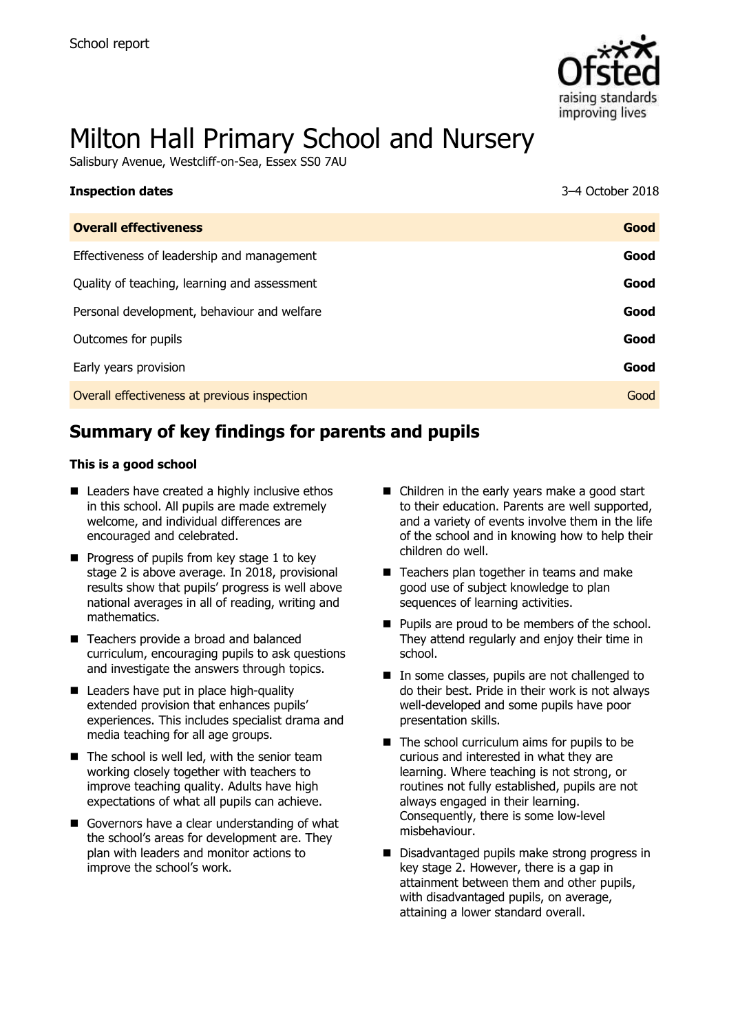School report

# Milton Hall Primary School and Nursery

Salisbury Avenue, Westcliff-on-Sea, Essex SS0 7AU

**Inspection dates** 3–4 October 2018

| | |
|---|---|
| **Overall effectiveness** | **Good** |
| Effectiveness of leadership and management | **Good** |
| Quality of teaching, learning and assessment | **Good** |
| Personal development, behaviour and welfare | **Good** |
| Outcomes for pupils | **Good** |
| Early years provision | **Good** |
| Overall effectiveness at previous inspection | Good |

## Summary of key findings for parents and pupils

**This is a good school**

- Leaders have created a highly inclusive ethos in this school. All pupils are made extremely welcome, and individual differences are encouraged and celebrated.
- Progress of pupils from key stage 1 to key stage 2 is above average. In 2018, provisional results show that pupils' progress is well above national averages in all of reading, writing and mathematics.
- Teachers provide a broad and balanced curriculum, encouraging pupils to ask questions and investigate the answers through topics.
- Leaders have put in place high-quality extended provision that enhances pupils' experiences. This includes specialist drama and media teaching for all age groups.
- The school is well led, with the senior team working closely together with teachers to improve teaching quality. Adults have high expectations of what all pupils can achieve.
- Governors have a clear understanding of what the school's areas for development are. They plan with leaders and monitor actions to improve the school's work.
- Children in the early years make a good start to their education. Parents are well supported, and a variety of events involve them in the life of the school and in knowing how to help their children do well.
- Teachers plan together in teams and make good use of subject knowledge to plan sequences of learning activities.
- Pupils are proud to be members of the school. They attend regularly and enjoy their time in school.
- In some classes, pupils are not challenged to do their best. Pride in their work is not always well-developed and some pupils have poor presentation skills.
- The school curriculum aims for pupils to be curious and interested in what they are learning. Where teaching is not strong, or routines not fully established, pupils are not always engaged in their learning. Consequently, there is some low-level misbehaviour.
- Disadvantaged pupils make strong progress in key stage 2. However, there is a gap in attainment between them and other pupils, with disadvantaged pupils, on average, attaining a lower standard overall.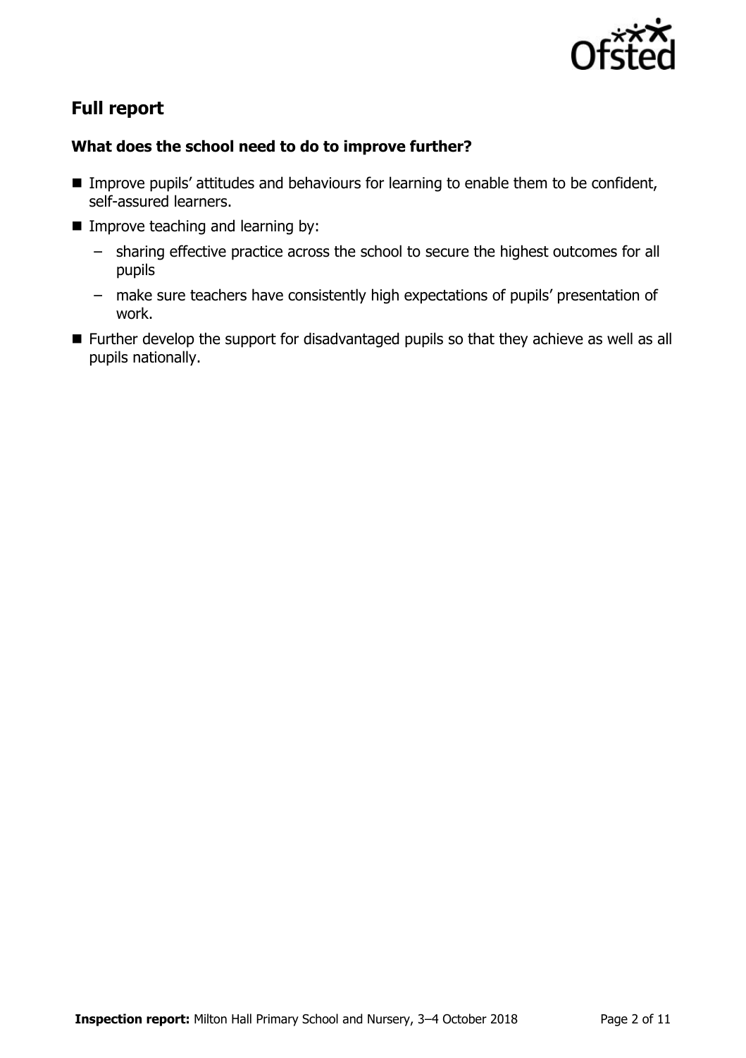## Full report

### What does the school need to do to improve further?

- Improve pupils' attitudes and behaviours for learning to enable them to be confident, self-assured learners.
- Improve teaching and learning by:
  - sharing effective practice across the school to secure the highest outcomes for all pupils
  - make sure teachers have consistently high expectations of pupils' presentation of work.
- Further develop the support for disadvantaged pupils so that they achieve as well as all pupils nationally.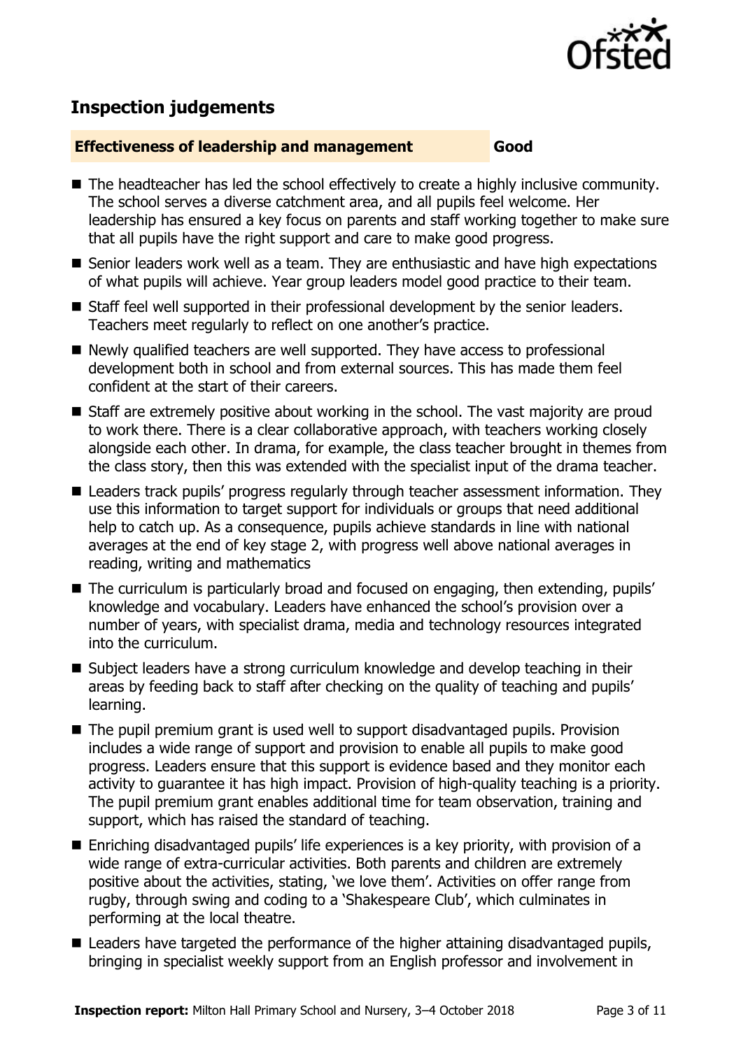## Inspection judgements

| **Effectiveness of leadership and management** | **Good** |
| --- | --- |

- The headteacher has led the school effectively to create a highly inclusive community. The school serves a diverse catchment area, and all pupils feel welcome. Her leadership has ensured a key focus on parents and staff working together to make sure that all pupils have the right support and care to make good progress.
- Senior leaders work well as a team. They are enthusiastic and have high expectations of what pupils will achieve. Year group leaders model good practice to their team.
- Staff feel well supported in their professional development by the senior leaders. Teachers meet regularly to reflect on one another's practice.
- Newly qualified teachers are well supported. They have access to professional development both in school and from external sources. This has made them feel confident at the start of their careers.
- Staff are extremely positive about working in the school. The vast majority are proud to work there. There is a clear collaborative approach, with teachers working closely alongside each other. In drama, for example, the class teacher brought in themes from the class story, then this was extended with the specialist input of the drama teacher.
- Leaders track pupils' progress regularly through teacher assessment information. They use this information to target support for individuals or groups that need additional help to catch up. As a consequence, pupils achieve standards in line with national averages at the end of key stage 2, with progress well above national averages in reading, writing and mathematics
- The curriculum is particularly broad and focused on engaging, then extending, pupils' knowledge and vocabulary. Leaders have enhanced the school's provision over a number of years, with specialist drama, media and technology resources integrated into the curriculum.
- Subject leaders have a strong curriculum knowledge and develop teaching in their areas by feeding back to staff after checking on the quality of teaching and pupils' learning.
- The pupil premium grant is used well to support disadvantaged pupils. Provision includes a wide range of support and provision to enable all pupils to make good progress. Leaders ensure that this support is evidence based and they monitor each activity to guarantee it has high impact. Provision of high-quality teaching is a priority. The pupil premium grant enables additional time for team observation, training and support, which has raised the standard of teaching.
- Enriching disadvantaged pupils' life experiences is a key priority, with provision of a wide range of extra-curricular activities. Both parents and children are extremely positive about the activities, stating, 'we love them'. Activities on offer range from rugby, through swing and coding to a 'Shakespeare Club', which culminates in performing at the local theatre.
- Leaders have targeted the performance of the higher attaining disadvantaged pupils, bringing in specialist weekly support from an English professor and involvement in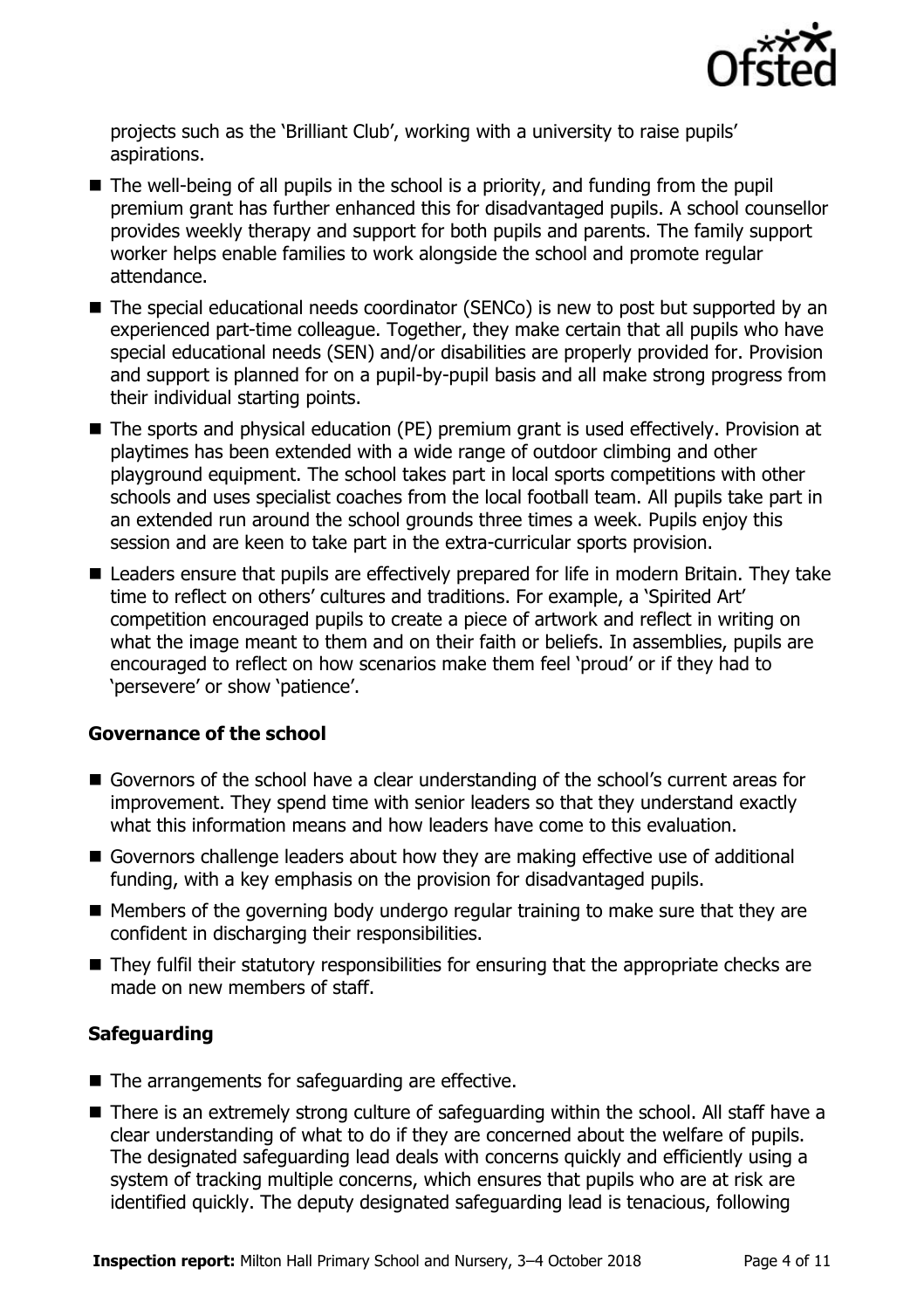projects such as the 'Brilliant Club', working with a university to raise pupils' aspirations.

- The well-being of all pupils in the school is a priority, and funding from the pupil premium grant has further enhanced this for disadvantaged pupils. A school counsellor provides weekly therapy and support for both pupils and parents. The family support worker helps enable families to work alongside the school and promote regular attendance.
- The special educational needs coordinator (SENCo) is new to post but supported by an experienced part-time colleague. Together, they make certain that all pupils who have special educational needs (SEN) and/or disabilities are properly provided for. Provision and support is planned for on a pupil-by-pupil basis and all make strong progress from their individual starting points.
- The sports and physical education (PE) premium grant is used effectively. Provision at playtimes has been extended with a wide range of outdoor climbing and other playground equipment. The school takes part in local sports competitions with other schools and uses specialist coaches from the local football team. All pupils take part in an extended run around the school grounds three times a week. Pupils enjoy this session and are keen to take part in the extra-curricular sports provision.
- Leaders ensure that pupils are effectively prepared for life in modern Britain. They take time to reflect on others' cultures and traditions. For example, a 'Spirited Art' competition encouraged pupils to create a piece of artwork and reflect in writing on what the image meant to them and on their faith or beliefs. In assemblies, pupils are encouraged to reflect on how scenarios make them feel 'proud' or if they had to 'persevere' or show 'patience'.

### Governance of the school

- Governors of the school have a clear understanding of the school's current areas for improvement. They spend time with senior leaders so that they understand exactly what this information means and how leaders have come to this evaluation.
- Governors challenge leaders about how they are making effective use of additional funding, with a key emphasis on the provision for disadvantaged pupils.
- Members of the governing body undergo regular training to make sure that they are confident in discharging their responsibilities.
- They fulfil their statutory responsibilities for ensuring that the appropriate checks are made on new members of staff.

### Safeguarding

- The arrangements for safeguarding are effective.
- There is an extremely strong culture of safeguarding within the school. All staff have a clear understanding of what to do if they are concerned about the welfare of pupils. The designated safeguarding lead deals with concerns quickly and efficiently using a system of tracking multiple concerns, which ensures that pupils who are at risk are identified quickly. The deputy designated safeguarding lead is tenacious, following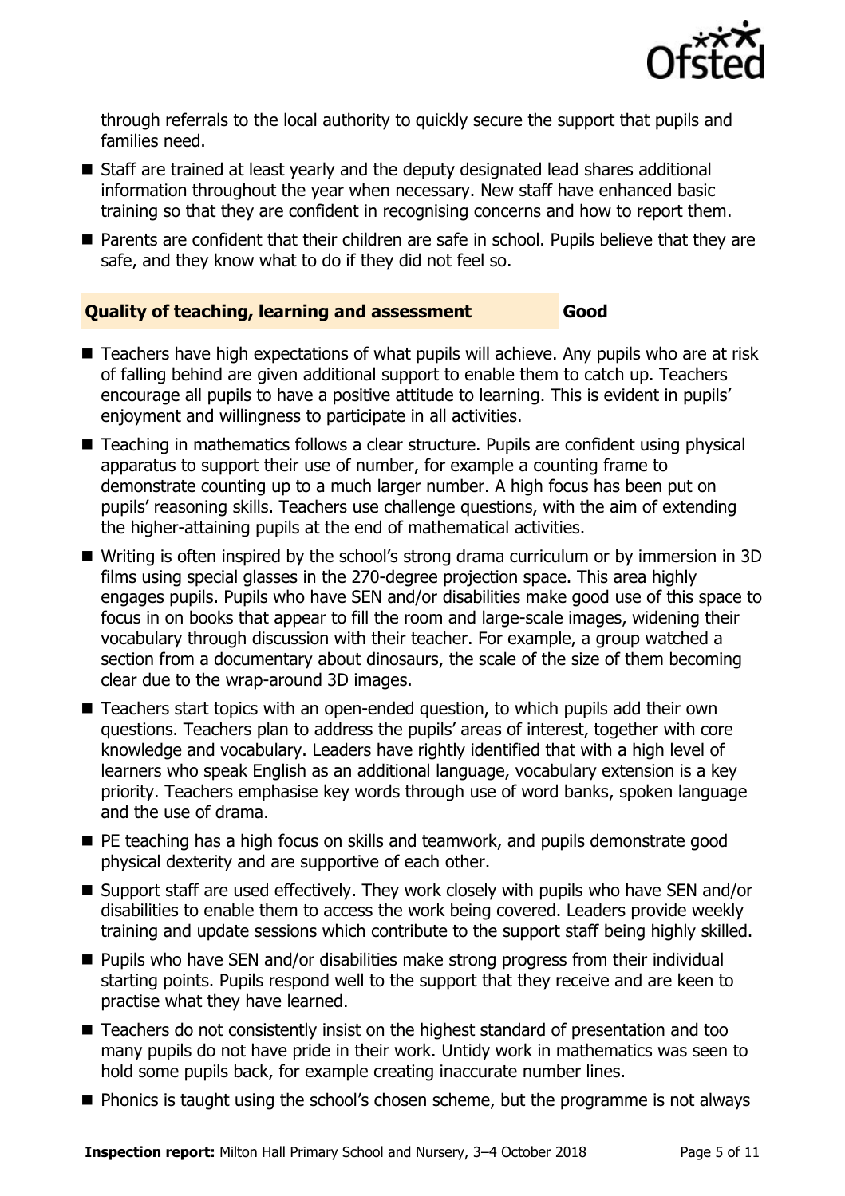through referrals to the local authority to quickly secure the support that pupils and families need.

- Staff are trained at least yearly and the deputy designated lead shares additional information throughout the year when necessary. New staff have enhanced basic training so that they are confident in recognising concerns and how to report them.
- Parents are confident that their children are safe in school. Pupils believe that they are safe, and they know what to do if they did not feel so.

## Quality of teaching, learning and assessment — Good

- Teachers have high expectations of what pupils will achieve. Any pupils who are at risk of falling behind are given additional support to enable them to catch up. Teachers encourage all pupils to have a positive attitude to learning. This is evident in pupils' enjoyment and willingness to participate in all activities.
- Teaching in mathematics follows a clear structure. Pupils are confident using physical apparatus to support their use of number, for example a counting frame to demonstrate counting up to a much larger number. A high focus has been put on pupils' reasoning skills. Teachers use challenge questions, with the aim of extending the higher-attaining pupils at the end of mathematical activities.
- Writing is often inspired by the school's strong drama curriculum or by immersion in 3D films using special glasses in the 270-degree projection space. This area highly engages pupils. Pupils who have SEN and/or disabilities make good use of this space to focus in on books that appear to fill the room and large-scale images, widening their vocabulary through discussion with their teacher. For example, a group watched a section from a documentary about dinosaurs, the scale of the size of them becoming clear due to the wrap-around 3D images.
- Teachers start topics with an open-ended question, to which pupils add their own questions. Teachers plan to address the pupils' areas of interest, together with core knowledge and vocabulary. Leaders have rightly identified that with a high level of learners who speak English as an additional language, vocabulary extension is a key priority. Teachers emphasise key words through use of word banks, spoken language and the use of drama.
- PE teaching has a high focus on skills and teamwork, and pupils demonstrate good physical dexterity and are supportive of each other.
- Support staff are used effectively. They work closely with pupils who have SEN and/or disabilities to enable them to access the work being covered. Leaders provide weekly training and update sessions which contribute to the support staff being highly skilled.
- Pupils who have SEN and/or disabilities make strong progress from their individual starting points. Pupils respond well to the support that they receive and are keen to practise what they have learned.
- Teachers do not consistently insist on the highest standard of presentation and too many pupils do not have pride in their work. Untidy work in mathematics was seen to hold some pupils back, for example creating inaccurate number lines.
- Phonics is taught using the school's chosen scheme, but the programme is not always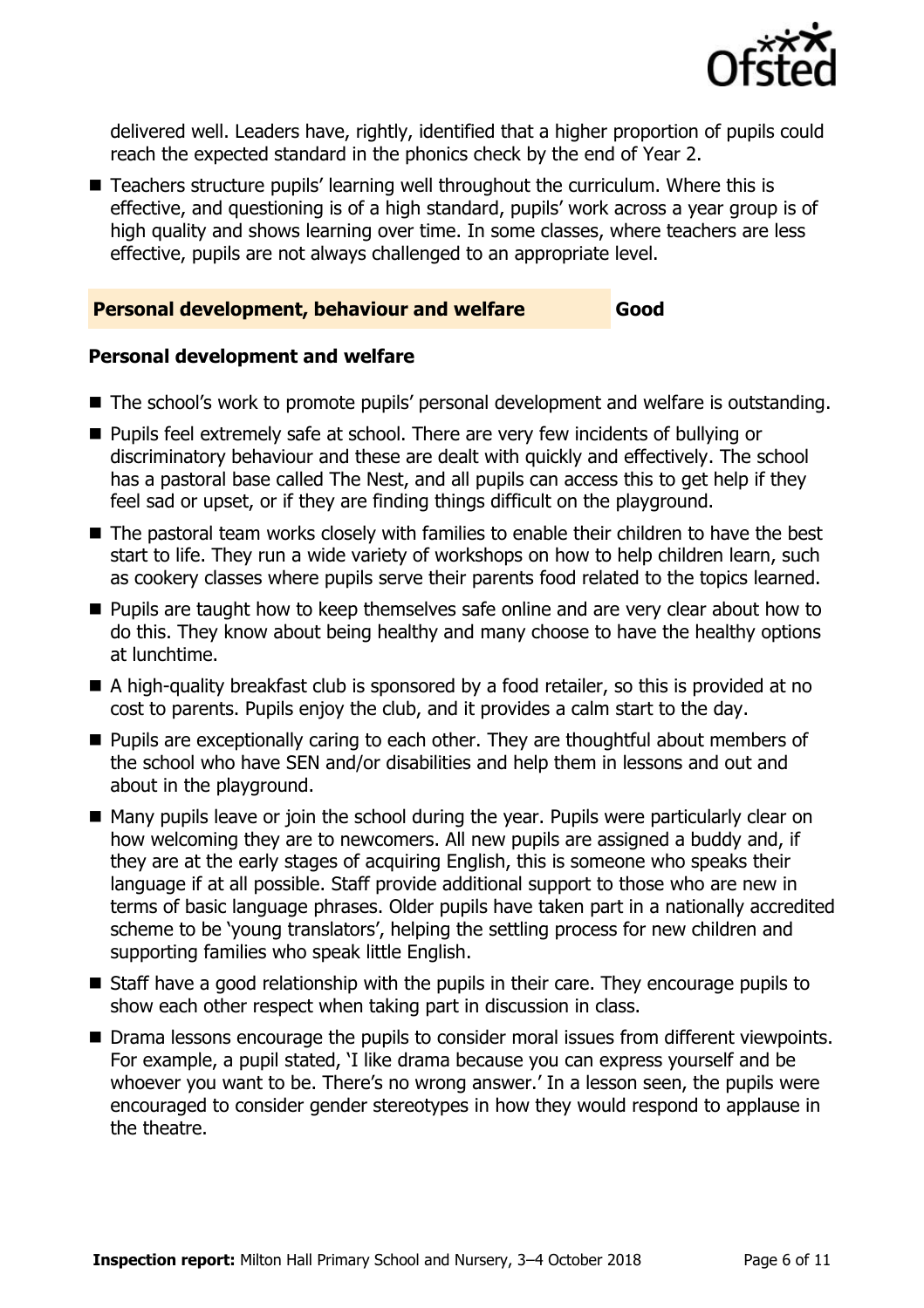delivered well. Leaders have, rightly, identified that a higher proportion of pupils could reach the expected standard in the phonics check by the end of Year 2.

- Teachers structure pupils' learning well throughout the curriculum. Where this is effective, and questioning is of a high standard, pupils' work across a year group is of high quality and shows learning over time. In some classes, where teachers are less effective, pupils are not always challenged to an appropriate level.

## Personal development, behaviour and welfare — Good

### Personal development and welfare

- The school's work to promote pupils' personal development and welfare is outstanding.
- Pupils feel extremely safe at school. There are very few incidents of bullying or discriminatory behaviour and these are dealt with quickly and effectively. The school has a pastoral base called The Nest, and all pupils can access this to get help if they feel sad or upset, or if they are finding things difficult on the playground.
- The pastoral team works closely with families to enable their children to have the best start to life. They run a wide variety of workshops on how to help children learn, such as cookery classes where pupils serve their parents food related to the topics learned.
- Pupils are taught how to keep themselves safe online and are very clear about how to do this. They know about being healthy and many choose to have the healthy options at lunchtime.
- A high-quality breakfast club is sponsored by a food retailer, so this is provided at no cost to parents. Pupils enjoy the club, and it provides a calm start to the day.
- Pupils are exceptionally caring to each other. They are thoughtful about members of the school who have SEN and/or disabilities and help them in lessons and out and about in the playground.
- Many pupils leave or join the school during the year. Pupils were particularly clear on how welcoming they are to newcomers. All new pupils are assigned a buddy and, if they are at the early stages of acquiring English, this is someone who speaks their language if at all possible. Staff provide additional support to those who are new in terms of basic language phrases. Older pupils have taken part in a nationally accredited scheme to be 'young translators', helping the settling process for new children and supporting families who speak little English.
- Staff have a good relationship with the pupils in their care. They encourage pupils to show each other respect when taking part in discussion in class.
- Drama lessons encourage the pupils to consider moral issues from different viewpoints. For example, a pupil stated, 'I like drama because you can express yourself and be whoever you want to be. There's no wrong answer.' In a lesson seen, the pupils were encouraged to consider gender stereotypes in how they would respond to applause in the theatre.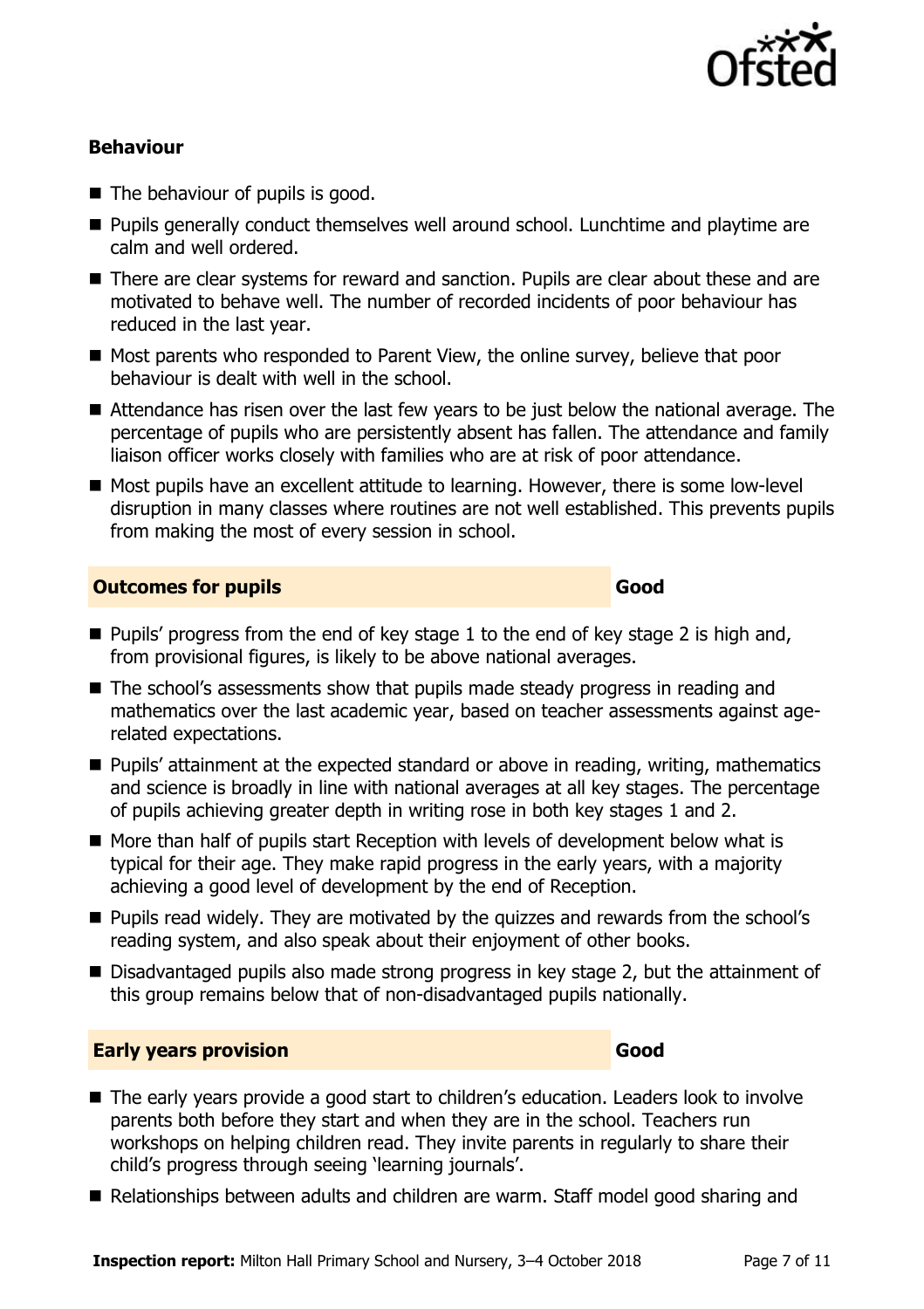### Behaviour

- The behaviour of pupils is good.
- Pupils generally conduct themselves well around school. Lunchtime and playtime are calm and well ordered.
- There are clear systems for reward and sanction. Pupils are clear about these and are motivated to behave well. The number of recorded incidents of poor behaviour has reduced in the last year.
- Most parents who responded to Parent View, the online survey, believe that poor behaviour is dealt with well in the school.
- Attendance has risen over the last few years to be just below the national average. The percentage of pupils who are persistently absent has fallen. The attendance and family liaison officer works closely with families who are at risk of poor attendance.
- Most pupils have an excellent attitude to learning. However, there is some low-level disruption in many classes where routines are not well established. This prevents pupils from making the most of every session in school.

## Outcomes for pupils — Good

- Pupils' progress from the end of key stage 1 to the end of key stage 2 is high and, from provisional figures, is likely to be above national averages.
- The school's assessments show that pupils made steady progress in reading and mathematics over the last academic year, based on teacher assessments against age-related expectations.
- Pupils' attainment at the expected standard or above in reading, writing, mathematics and science is broadly in line with national averages at all key stages. The percentage of pupils achieving greater depth in writing rose in both key stages 1 and 2.
- More than half of pupils start Reception with levels of development below what is typical for their age. They make rapid progress in the early years, with a majority achieving a good level of development by the end of Reception.
- Pupils read widely. They are motivated by the quizzes and rewards from the school's reading system, and also speak about their enjoyment of other books.
- Disadvantaged pupils also made strong progress in key stage 2, but the attainment of this group remains below that of non-disadvantaged pupils nationally.

## Early years provision — Good

- The early years provide a good start to children's education. Leaders look to involve parents both before they start and when they are in the school. Teachers run workshops on helping children read. They invite parents in regularly to share their child's progress through seeing 'learning journals'.
- Relationships between adults and children are warm. Staff model good sharing and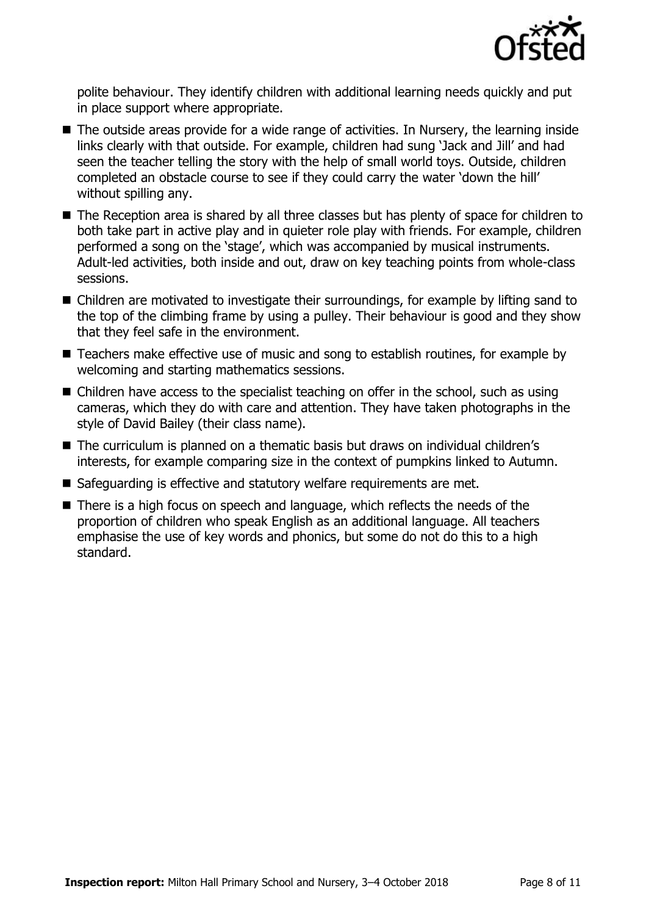polite behaviour. They identify children with additional learning needs quickly and put in place support where appropriate.

- The outside areas provide for a wide range of activities. In Nursery, the learning inside links clearly with that outside. For example, children had sung 'Jack and Jill' and had seen the teacher telling the story with the help of small world toys. Outside, children completed an obstacle course to see if they could carry the water 'down the hill' without spilling any.
- The Reception area is shared by all three classes but has plenty of space for children to both take part in active play and in quieter role play with friends. For example, children performed a song on the 'stage', which was accompanied by musical instruments. Adult-led activities, both inside and out, draw on key teaching points from whole-class sessions.
- Children are motivated to investigate their surroundings, for example by lifting sand to the top of the climbing frame by using a pulley. Their behaviour is good and they show that they feel safe in the environment.
- Teachers make effective use of music and song to establish routines, for example by welcoming and starting mathematics sessions.
- Children have access to the specialist teaching on offer in the school, such as using cameras, which they do with care and attention. They have taken photographs in the style of David Bailey (their class name).
- The curriculum is planned on a thematic basis but draws on individual children's interests, for example comparing size in the context of pumpkins linked to Autumn.
- Safeguarding is effective and statutory welfare requirements are met.
- There is a high focus on speech and language, which reflects the needs of the proportion of children who speak English as an additional language. All teachers emphasise the use of key words and phonics, but some do not do this to a high standard.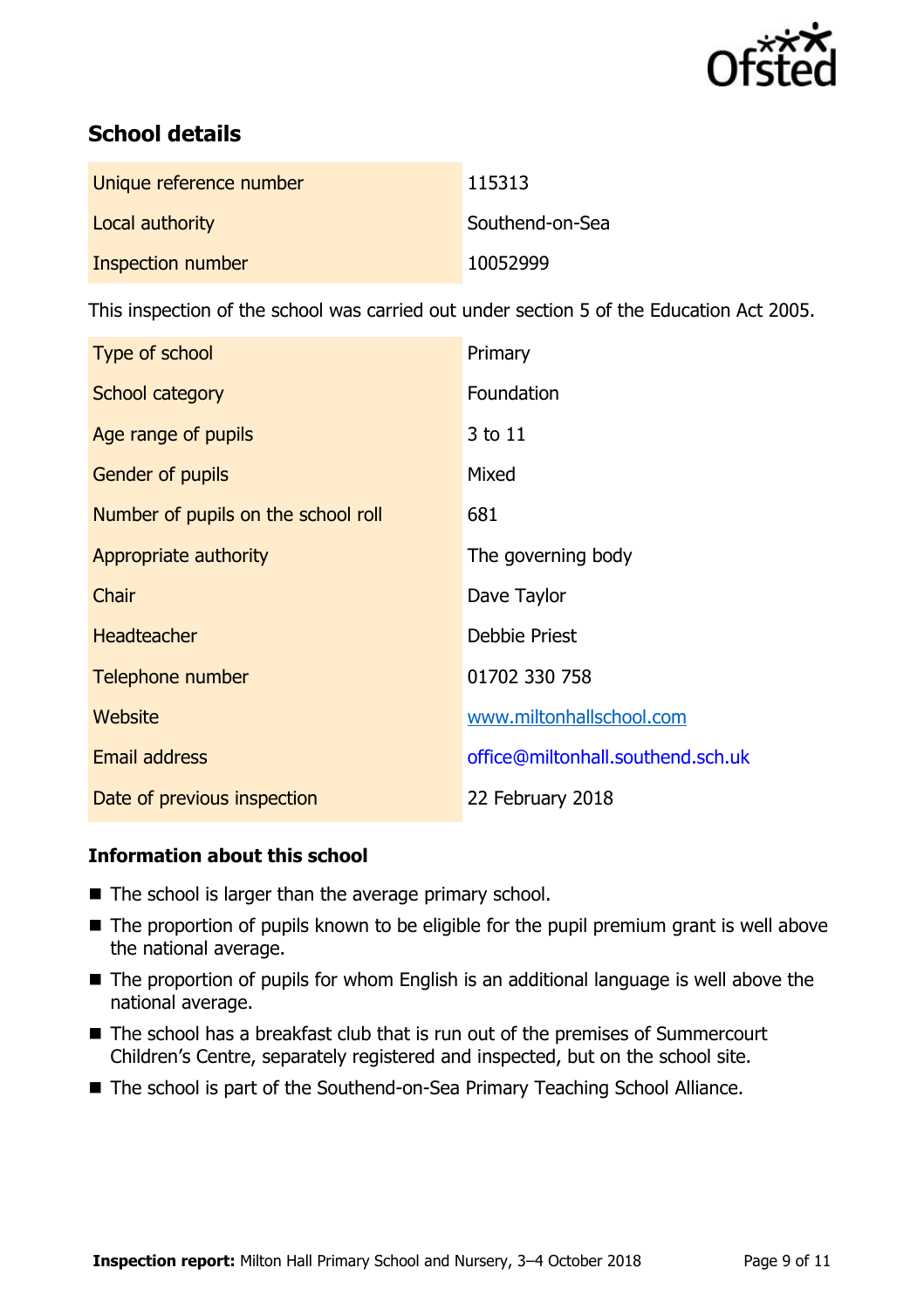## School details

| | |
|---|---|
| Unique reference number | 115313 |
| Local authority | Southend-on-Sea |
| Inspection number | 10052999 |

This inspection of the school was carried out under section 5 of the Education Act 2005.

| | |
|---|---|
| Type of school | Primary |
| School category | Foundation |
| Age range of pupils | 3 to 11 |
| Gender of pupils | Mixed |
| Number of pupils on the school roll | 681 |
| Appropriate authority | The governing body |
| Chair | Dave Taylor |
| Headteacher | Debbie Priest |
| Telephone number | 01702 330 758 |
| Website | www.miltonhallschool.com |
| Email address | office@miltonhall.southend.sch.uk |
| Date of previous inspection | 22 February 2018 |

### Information about this school

- The school is larger than the average primary school.
- The proportion of pupils known to be eligible for the pupil premium grant is well above the national average.
- The proportion of pupils for whom English is an additional language is well above the national average.
- The school has a breakfast club that is run out of the premises of Summercourt Children's Centre, separately registered and inspected, but on the school site.
- The school is part of the Southend-on-Sea Primary Teaching School Alliance.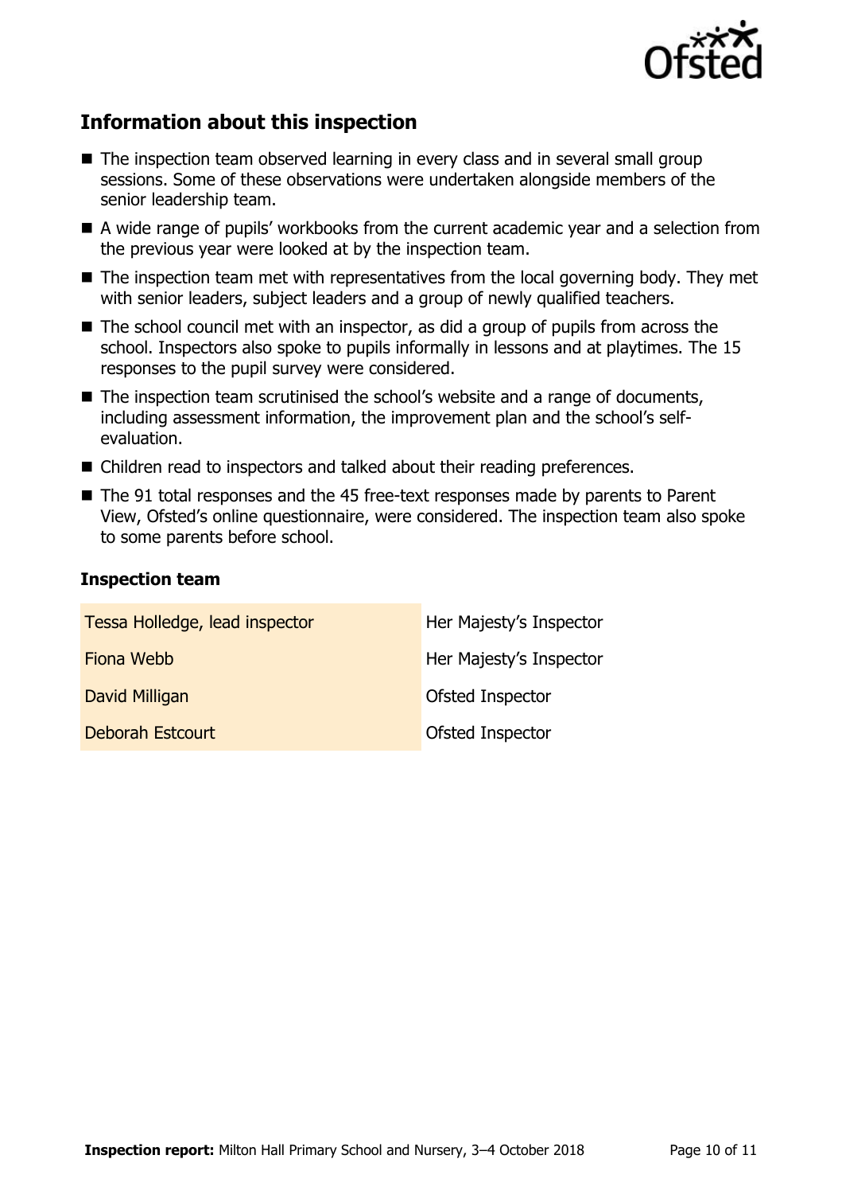## Information about this inspection

- The inspection team observed learning in every class and in several small group sessions. Some of these observations were undertaken alongside members of the senior leadership team.
- A wide range of pupils' workbooks from the current academic year and a selection from the previous year were looked at by the inspection team.
- The inspection team met with representatives from the local governing body. They met with senior leaders, subject leaders and a group of newly qualified teachers.
- The school council met with an inspector, as did a group of pupils from across the school. Inspectors also spoke to pupils informally in lessons and at playtimes. The 15 responses to the pupil survey were considered.
- The inspection team scrutinised the school's website and a range of documents, including assessment information, the improvement plan and the school's self-evaluation.
- Children read to inspectors and talked about their reading preferences.
- The 91 total responses and the 45 free-text responses made by parents to Parent View, Ofsted's online questionnaire, were considered. The inspection team also spoke to some parents before school.

### Inspection team

| | |
|---|---|
| Tessa Holledge, lead inspector | Her Majesty's Inspector |
| Fiona Webb | Her Majesty's Inspector |
| David Milligan | Ofsted Inspector |
| Deborah Estcourt | Ofsted Inspector |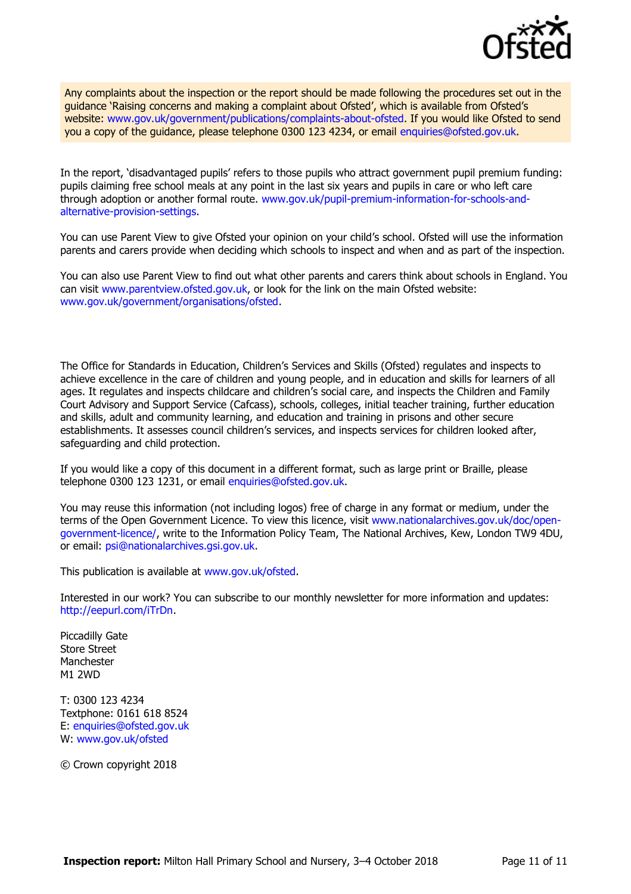Any complaints about the inspection or the report should be made following the procedures set out in the guidance 'Raising concerns and making a complaint about Ofsted', which is available from Ofsted's website: www.gov.uk/government/publications/complaints-about-ofsted. If you would like Ofsted to send you a copy of the guidance, please telephone 0300 123 4234, or email enquiries@ofsted.gov.uk.

In the report, 'disadvantaged pupils' refers to those pupils who attract government pupil premium funding: pupils claiming free school meals at any point in the last six years and pupils in care or who left care through adoption or another formal route. www.gov.uk/pupil-premium-information-for-schools-and-alternative-provision-settings.

You can use Parent View to give Ofsted your opinion on your child's school. Ofsted will use the information parents and carers provide when deciding which schools to inspect and when and as part of the inspection.

You can also use Parent View to find out what other parents and carers think about schools in England. You can visit www.parentview.ofsted.gov.uk, or look for the link on the main Ofsted website: www.gov.uk/government/organisations/ofsted.

The Office for Standards in Education, Children's Services and Skills (Ofsted) regulates and inspects to achieve excellence in the care of children and young people, and in education and skills for learners of all ages. It regulates and inspects childcare and children's social care, and inspects the Children and Family Court Advisory and Support Service (Cafcass), schools, colleges, initial teacher training, further education and skills, adult and community learning, and education and training in prisons and other secure establishments. It assesses council children's services, and inspects services for children looked after, safeguarding and child protection.

If you would like a copy of this document in a different format, such as large print or Braille, please telephone 0300 123 1231, or email enquiries@ofsted.gov.uk.

You may reuse this information (not including logos) free of charge in any format or medium, under the terms of the Open Government Licence. To view this licence, visit www.nationalarchives.gov.uk/doc/open-government-licence/, write to the Information Policy Team, The National Archives, Kew, London TW9 4DU, or email: psi@nationalarchives.gsi.gov.uk.

This publication is available at www.gov.uk/ofsted.

Interested in our work? You can subscribe to our monthly newsletter for more information and updates: http://eepurl.com/iTrDn.

Piccadilly Gate
Store Street
Manchester
M1 2WD

T: 0300 123 4234
Textphone: 0161 618 8524
E: enquiries@ofsted.gov.uk
W: www.gov.uk/ofsted

© Crown copyright 2018